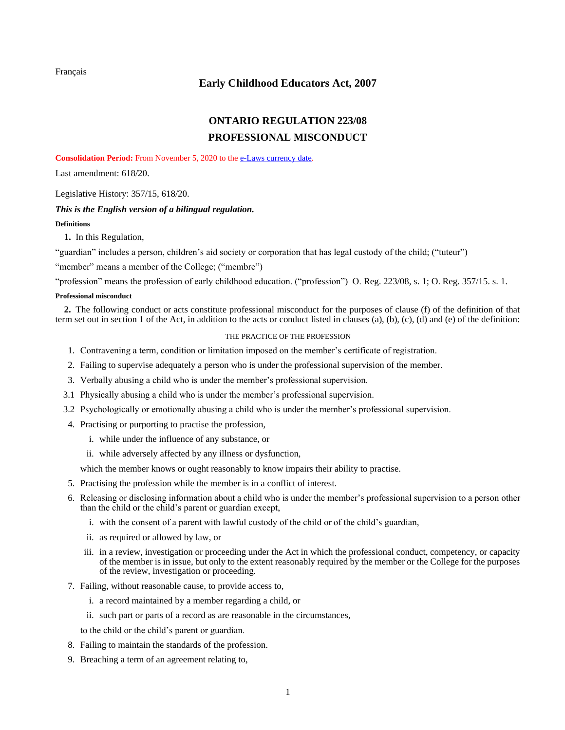Français

# Early Childhood Educators Act, 2007

## ONTARIO REGULATION 223/08

## PROFESSIONAL MISCONDUCT

**Consolidation Period:** From November 5, 2020 to the e-Laws currency date.

Last amendment: 618/20.

Legislative History: 357/15, 618/20.

***This is the English version of a bilingual regulation.***

**Definitions**

**1.** In this Regulation,

"guardian" includes a person, children's aid society or corporation that has legal custody of the child; ("tuteur")

"member" means a member of the College; ("membre")

"profession" means the profession of early childhood education. ("profession") O. Reg. 223/08, s. 1; O. Reg. 357/15. s. 1.

**Professional misconduct**

**2.** The following conduct or acts constitute professional misconduct for the purposes of clause (f) of the definition of that term set out in section 1 of the Act, in addition to the acts or conduct listed in clauses (a), (b), (c), (d) and (e) of the definition:

THE PRACTICE OF THE PROFESSION

1. Contravening a term, condition or limitation imposed on the member's certificate of registration.
2. Failing to supervise adequately a person who is under the professional supervision of the member.
3. Verbally abusing a child who is under the member's professional supervision.

3.1 Physically abusing a child who is under the member's professional supervision.

3.2 Psychologically or emotionally abusing a child who is under the member's professional supervision.

4. Practising or purporting to practise the profession,
   i. while under the influence of any substance, or
   ii. while adversely affected by any illness or dysfunction,

   which the member knows or ought reasonably to know impairs their ability to practise.
5. Practising the profession while the member is in a conflict of interest.
6. Releasing or disclosing information about a child who is under the member's professional supervision to a person other than the child or the child's parent or guardian except,
   i. with the consent of a parent with lawful custody of the child or of the child's guardian,
   ii. as required or allowed by law, or
   iii. in a review, investigation or proceeding under the Act in which the professional conduct, competency, or capacity of the member is in issue, but only to the extent reasonably required by the member or the College for the purposes of the review, investigation or proceeding.
7. Failing, without reasonable cause, to provide access to,
   i. a record maintained by a member regarding a child, or
   ii. such part or parts of a record as are reasonable in the circumstances,

   to the child or the child's parent or guardian.
8. Failing to maintain the standards of the profession.
9. Breaching a term of an agreement relating to,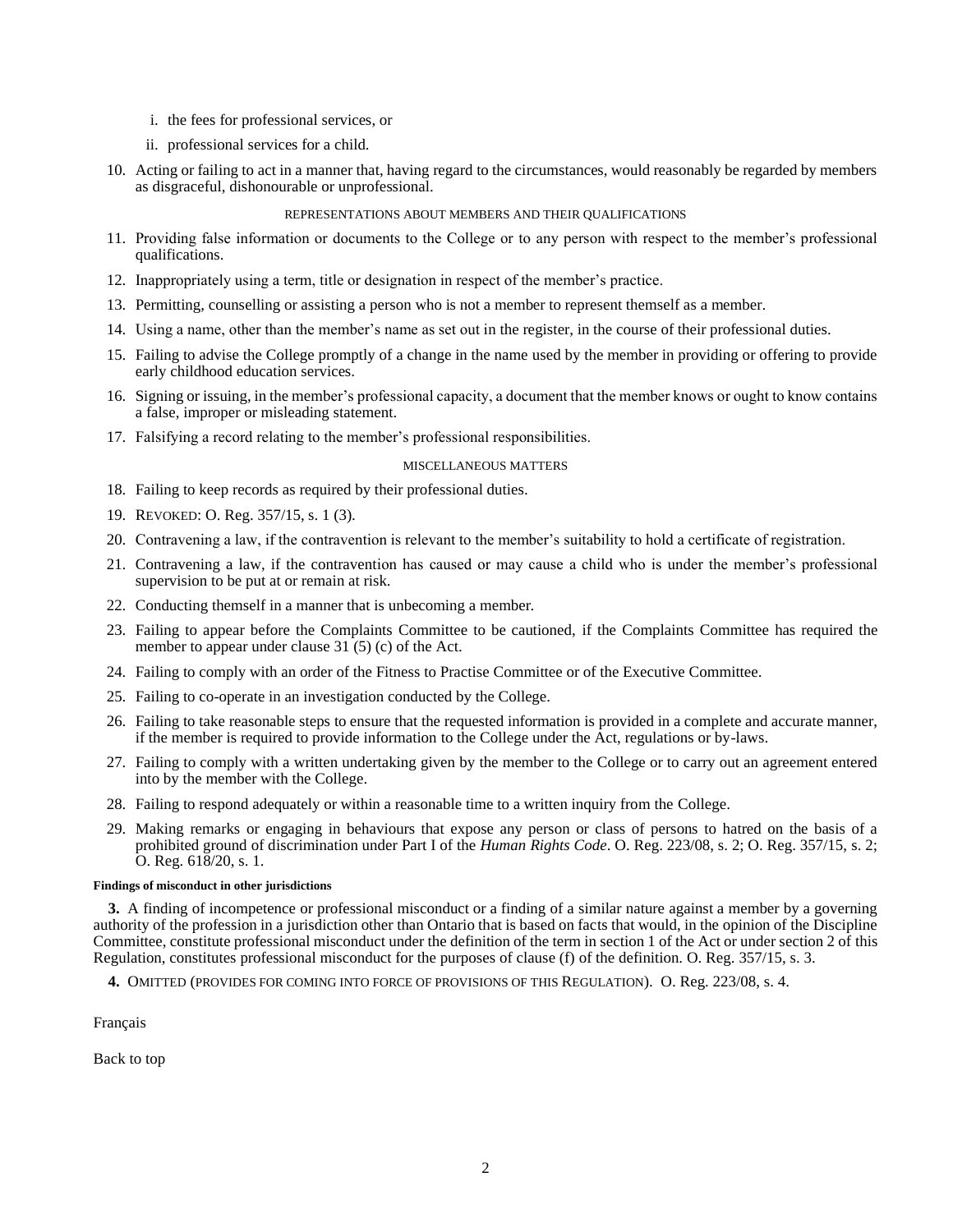i. the fees for professional services, or

ii. professional services for a child.

10. Acting or failing to act in a manner that, having regard to the circumstances, would reasonably be regarded by members as disgraceful, dishonourable or unprofessional.

REPRESENTATIONS ABOUT MEMBERS AND THEIR QUALIFICATIONS

11. Providing false information or documents to the College or to any person with respect to the member's professional qualifications.

12. Inappropriately using a term, title or designation in respect of the member's practice.

13. Permitting, counselling or assisting a person who is not a member to represent themself as a member.

14. Using a name, other than the member's name as set out in the register, in the course of their professional duties.

15. Failing to advise the College promptly of a change in the name used by the member in providing or offering to provide early childhood education services.

16. Signing or issuing, in the member's professional capacity, a document that the member knows or ought to know contains a false, improper or misleading statement.

17. Falsifying a record relating to the member's professional responsibilities.

MISCELLANEOUS MATTERS

18. Failing to keep records as required by their professional duties.

19. REVOKED: O. Reg. 357/15, s. 1 (3).

20. Contravening a law, if the contravention is relevant to the member's suitability to hold a certificate of registration.

21. Contravening a law, if the contravention has caused or may cause a child who is under the member's professional supervision to be put at or remain at risk.

22. Conducting themself in a manner that is unbecoming a member.

23. Failing to appear before the Complaints Committee to be cautioned, if the Complaints Committee has required the member to appear under clause 31 (5) (c) of the Act.

24. Failing to comply with an order of the Fitness to Practise Committee or of the Executive Committee.

25. Failing to co-operate in an investigation conducted by the College.

26. Failing to take reasonable steps to ensure that the requested information is provided in a complete and accurate manner, if the member is required to provide information to the College under the Act, regulations or by-laws.

27. Failing to comply with a written undertaking given by the member to the College or to carry out an agreement entered into by the member with the College.

28. Failing to respond adequately or within a reasonable time to a written inquiry from the College.

29. Making remarks or engaging in behaviours that expose any person or class of persons to hatred on the basis of a prohibited ground of discrimination under Part I of the *Human Rights Code*. O. Reg. 223/08, s. 2; O. Reg. 357/15, s. 2; O. Reg. 618/20, s. 1.

**Findings of misconduct in other jurisdictions**

**3.** A finding of incompetence or professional misconduct or a finding of a similar nature against a member by a governing authority of the profession in a jurisdiction other than Ontario that is based on facts that would, in the opinion of the Discipline Committee, constitute professional misconduct under the definition of the term in section 1 of the Act or under section 2 of this Regulation, constitutes professional misconduct for the purposes of clause (f) of the definition. O. Reg. 357/15, s. 3.

**4.** OMITTED (PROVIDES FOR COMING INTO FORCE OF PROVISIONS OF THIS REGULATION). O. Reg. 223/08, s. 4.

Français

Back to top